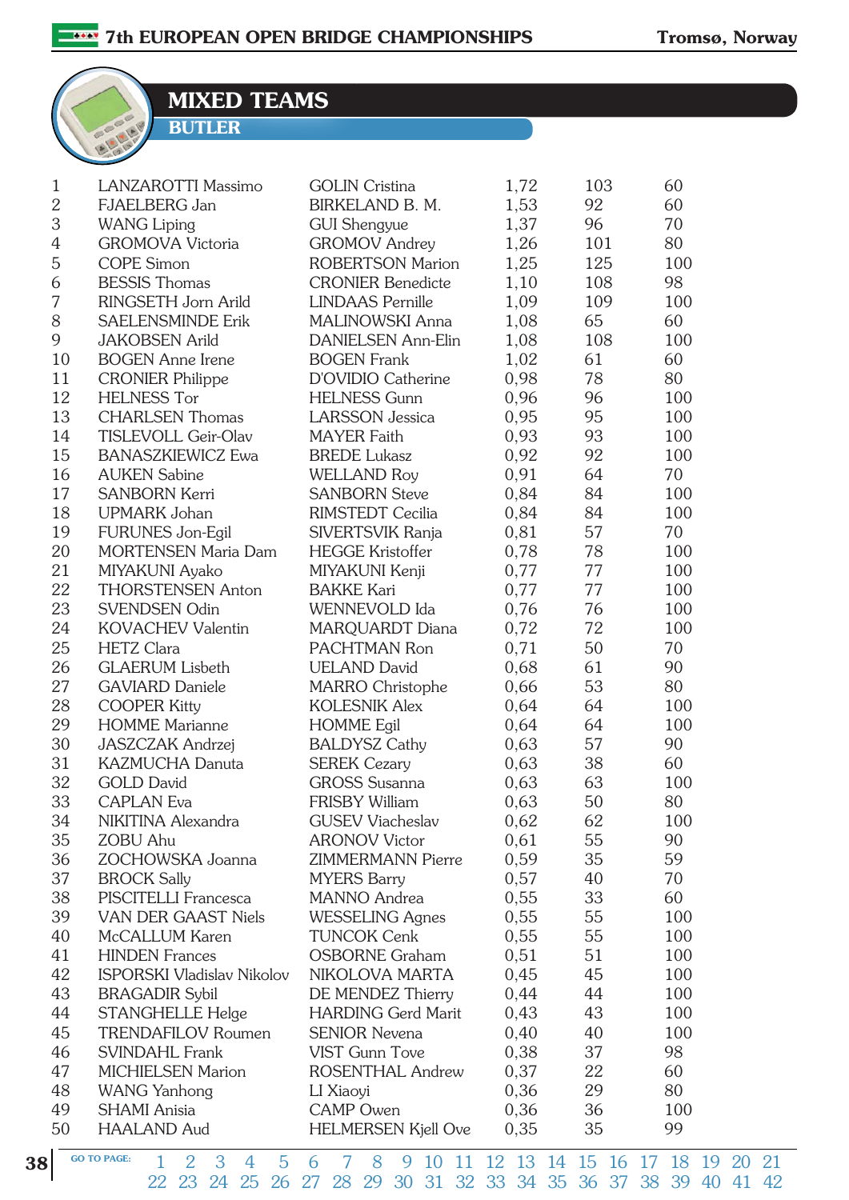# MIXED TEAMS

## BUTLER

| | | | | | |
|---|---|---|---|---|---|
| 1 | LANZAROTTI Massimo | GOLIN Cristina | 1,72 | 103 | 60 |
| 2 | FJAELBERG Jan | BIRKELAND B. M. | 1,53 | 92 | 60 |
| 3 | WANG Liping | GUI Shengyue | 1,37 | 96 | 70 |
| 4 | GROMOVA Victoria | GROMOV Andrey | 1,26 | 101 | 80 |
| 5 | COPE Simon | ROBERTSON Marion | 1,25 | 125 | 100 |
| 6 | BESSIS Thomas | CRONIER Benedicte | 1,10 | 108 | 98 |
| 7 | RINGSETH Jorn Arild | LINDAAS Pernille | 1,09 | 109 | 100 |
| 8 | SAELENSMINDE Erik | MALINOWSKI Anna | 1,08 | 65 | 60 |
| 9 | JAKOBSEN Arild | DANIELSEN Ann-Elin | 1,08 | 108 | 100 |
| 10 | BOGEN Anne Irene | BOGEN Frank | 1,02 | 61 | 60 |
| 11 | CRONIER Philippe | D'OVIDIO Catherine | 0,98 | 78 | 80 |
| 12 | HELNESS Tor | HELNESS Gunn | 0,96 | 96 | 100 |
| 13 | CHARLSEN Thomas | LARSSON Jessica | 0,95 | 95 | 100 |
| 14 | TISLEVOLL Geir-Olav | MAYER Faith | 0,93 | 93 | 100 |
| 15 | BANASZKIEWICZ Ewa | BREDE Lukasz | 0,92 | 92 | 100 |
| 16 | AUKEN Sabine | WELLAND Roy | 0,91 | 64 | 70 |
| 17 | SANBORN Kerri | SANBORN Steve | 0,84 | 84 | 100 |
| 18 | UPMARK Johan | RIMSTEDT Cecilia | 0,84 | 84 | 100 |
| 19 | FURUNES Jon-Egil | SIVERTSVIK Ranja | 0,81 | 57 | 70 |
| 20 | MORTENSEN Maria Dam | HEGGE Kristoffer | 0,78 | 78 | 100 |
| 21 | MIYAKUNI Ayako | MIYAKUNI Kenji | 0,77 | 77 | 100 |
| 22 | THORSTENSEN Anton | BAKKE Kari | 0,77 | 77 | 100 |
| 23 | SVENDSEN Odin | WENNEVOLD Ida | 0,76 | 76 | 100 |
| 24 | KOVACHEV Valentin | MARQUARDT Diana | 0,72 | 72 | 100 |
| 25 | HETZ Clara | PACHTMAN Ron | 0,71 | 50 | 70 |
| 26 | GLAERUM Lisbeth | UELAND David | 0,68 | 61 | 90 |
| 27 | GAVIARD Daniele | MARRO Christophe | 0,66 | 53 | 80 |
| 28 | COOPER Kitty | KOLESNIK Alex | 0,64 | 64 | 100 |
| 29 | HOMME Marianne | HOMME Egil | 0,64 | 64 | 100 |
| 30 | JASZCZAK Andrzej | BALDYSZ Cathy | 0,63 | 57 | 90 |
| 31 | KAZMUCHA Danuta | SEREK Cezary | 0,63 | 38 | 60 |
| 32 | GOLD David | GROSS Susanna | 0,63 | 63 | 100 |
| 33 | CAPLAN Eva | FRISBY William | 0,63 | 50 | 80 |
| 34 | NIKITINA Alexandra | GUSEV Viacheslav | 0,62 | 62 | 100 |
| 35 | ZOBU Ahu | ARONOV Victor | 0,61 | 55 | 90 |
| 36 | ZOCHOWSKA Joanna | ZIMMERMANN Pierre | 0,59 | 35 | 59 |
| 37 | BROCK Sally | MYERS Barry | 0,57 | 40 | 70 |
| 38 | PISCITELLI Francesca | MANNO Andrea | 0,55 | 33 | 60 |
| 39 | VAN DER GAAST Niels | WESSELING Agnes | 0,55 | 55 | 100 |
| 40 | McCALLUM Karen | TUNCOK Cenk | 0,55 | 55 | 100 |
| 41 | HINDEN Frances | OSBORNE Graham | 0,51 | 51 | 100 |
| 42 | ISPORSKI Vladislav Nikolov | NIKOLOVA MARTA | 0,45 | 45 | 100 |
| 43 | BRAGADIR Sybil | DE MENDEZ Thierry | 0,44 | 44 | 100 |
| 44 | STANGHELLE Helge | HARDING Gerd Marit | 0,43 | 43 | 100 |
| 45 | TRENDAFILOV Roumen | SENIOR Nevena | 0,40 | 40 | 100 |
| 46 | SVINDAHL Frank | VIST Gunn Tove | 0,38 | 37 | 98 |
| 47 | MICHIELSEN Marion | ROSENTHAL Andrew | 0,37 | 22 | 60 |
| 48 | WANG Yanhong | LI Xiaoyi | 0,36 | 29 | 80 |
| 49 | SHAMI Anisia | CAMP Owen | 0,36 | 36 | 100 |
| 50 | HAALAND Aud | HELMERSEN Kjell Ove | 0,35 | 35 | 99 |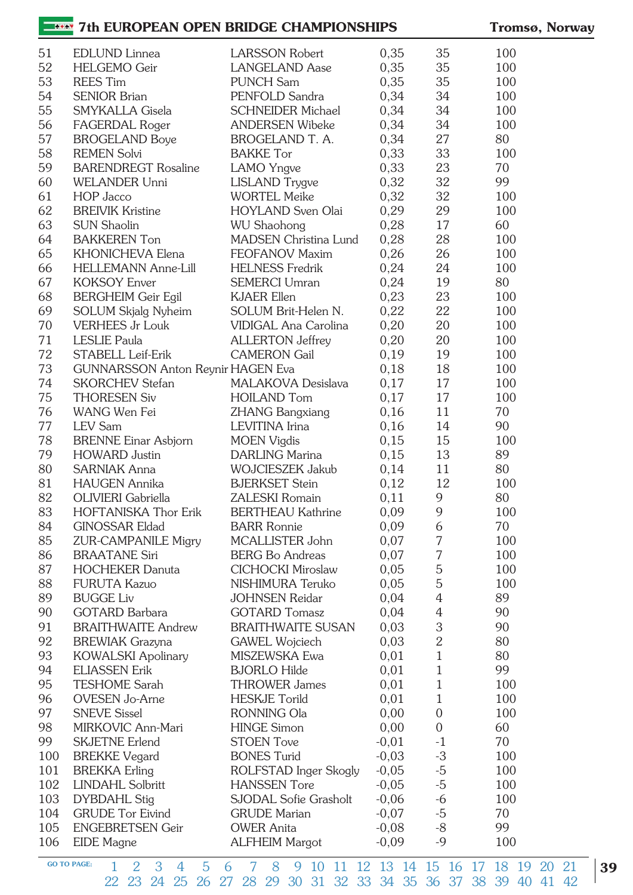| | | | | | |
|---|---|---|---|---|---|
| 51 | EDLUND Linnea | LARSSON Robert | 0,35 | 35 | 100 |
| 52 | HELGEMO Geir | LANGELAND Aase | 0,35 | 35 | 100 |
| 53 | REES Tim | PUNCH Sam | 0,35 | 35 | 100 |
| 54 | SENIOR Brian | PENFOLD Sandra | 0,34 | 34 | 100 |
| 55 | SMYKALLA Gisela | SCHNEIDER Michael | 0,34 | 34 | 100 |
| 56 | FAGERDAL Roger | ANDERSEN Wibeke | 0,34 | 34 | 100 |
| 57 | BROGELAND Boye | BROGELAND T. A. | 0,34 | 27 | 80 |
| 58 | REMEN Solvi | BAKKE Tor | 0,33 | 33 | 100 |
| 59 | BARENDREGT Rosaline | LAMO Yngve | 0,33 | 23 | 70 |
| 60 | WELANDER Unni | LISLAND Trygve | 0,32 | 32 | 99 |
| 61 | HOP Jacco | WORTEL Meike | 0,32 | 32 | 100 |
| 62 | BREIVIK Kristine | HOYLAND Sven Olai | 0,29 | 29 | 100 |
| 63 | SUN Shaolin | WU Shaohong | 0,28 | 17 | 60 |
| 64 | BAKKEREN Ton | MADSEN Christina Lund | 0,28 | 28 | 100 |
| 65 | KHONICHEVA Elena | FEOFANOV Maxim | 0,26 | 26 | 100 |
| 66 | HELLEMANN Anne-Lill | HELNESS Fredrik | 0,24 | 24 | 100 |
| 67 | KOKSOY Enver | SEMERCI Umran | 0,24 | 19 | 80 |
| 68 | BERGHEIM Geir Egil | KJAER Ellen | 0,23 | 23 | 100 |
| 69 | SOLUM Skjalg Nyheim | SOLUM Brit-Helen N. | 0,22 | 22 | 100 |
| 70 | VERHEES Jr Louk | VIDIGAL Ana Carolina | 0,20 | 20 | 100 |
| 71 | LESLIE Paula | ALLERTON Jeffrey | 0,20 | 20 | 100 |
| 72 | STABELL Leif-Erik | CAMERON Gail | 0,19 | 19 | 100 |
| 73 | GUNNARSSON Anton Reynir | HAGEN Eva | 0,18 | 18 | 100 |
| 74 | SKORCHEV Stefan | MALAKOVA Desislava | 0,17 | 17 | 100 |
| 75 | THORESEN Siv | HOILAND Tom | 0,17 | 17 | 100 |
| 76 | WANG Wen Fei | ZHANG Bangxiang | 0,16 | 11 | 70 |
| 77 | LEV Sam | LEVITINA Irina | 0,16 | 14 | 90 |
| 78 | BRENNE Einar Asbjorn | MOEN Vigdis | 0,15 | 15 | 100 |
| 79 | HOWARD Justin | DARLING Marina | 0,15 | 13 | 89 |
| 80 | SARNIAK Anna | WOJCIESZEK Jakub | 0,14 | 11 | 80 |
| 81 | HAUGEN Annika | BJERKSET Stein | 0,12 | 12 | 100 |
| 82 | OLIVIERI Gabriella | ZALESKI Romain | 0,11 | 9 | 80 |
| 83 | HOFTANISKA Thor Erik | BERTHEAU Kathrine | 0,09 | 9 | 100 |
| 84 | GINOSSAR Eldad | BARR Ronnie | 0,09 | 6 | 70 |
| 85 | ZUR-CAMPANILE Migry | MCALLISTER John | 0,07 | 7 | 100 |
| 86 | BRAATANE Siri | BERG Bo Andreas | 0,07 | 7 | 100 |
| 87 | HOCHEKER Danuta | CICHOCKI Miroslaw | 0,05 | 5 | 100 |
| 88 | FURUTA Kazuo | NISHIMURA Teruko | 0,05 | 5 | 100 |
| 89 | BUGGE Liv | JOHNSEN Reidar | 0,04 | 4 | 89 |
| 90 | GOTARD Barbara | GOTARD Tomasz | 0,04 | 4 | 90 |
| 91 | BRAITHWAITE Andrew | BRAITHWAITE SUSAN | 0,03 | 3 | 90 |
| 92 | BREWIAK Grazyna | GAWEL Wojciech | 0,03 | 2 | 80 |
| 93 | KOWALSKI Apolinary | MISZEWSKA Ewa | 0,01 | 1 | 80 |
| 94 | ELIASSEN Erik | BJORLO Hilde | 0,01 | 1 | 99 |
| 95 | TESHOME Sarah | THROWER James | 0,01 | 1 | 100 |
| 96 | OVESEN Jo-Arne | HESKJE Torild | 0,01 | 1 | 100 |
| 97 | SNEVE Sissel | RONNING Ola | 0,00 | 0 | 100 |
| 98 | MIRKOVIC Ann-Mari | HINGE Simon | 0,00 | 0 | 60 |
| 99 | SKJETNE Erlend | STOEN Tove | -0,01 | -1 | 70 |
| 100 | BREKKE Vegard | BONES Turid | -0,03 | -3 | 100 |
| 101 | BREKKA Erling | ROLFSTAD Inger Skogly | -0,05 | -5 | 100 |
| 102 | LINDAHL Solbritt | HANSSEN Tore | -0,05 | -5 | 100 |
| 103 | DYBDAHL Stig | SJODAL Sofie Grasholt | -0,06 | -6 | 100 |
| 104 | GRUDE Tor Eivind | GRUDE Marian | -0,07 | -5 | 70 |
| 105 | ENGEBRETSEN Geir | OWER Anita | -0,08 | -8 | 99 |
| 106 | EIDE Magne | ALFHEIM Margot | -0,09 | -9 | 100 |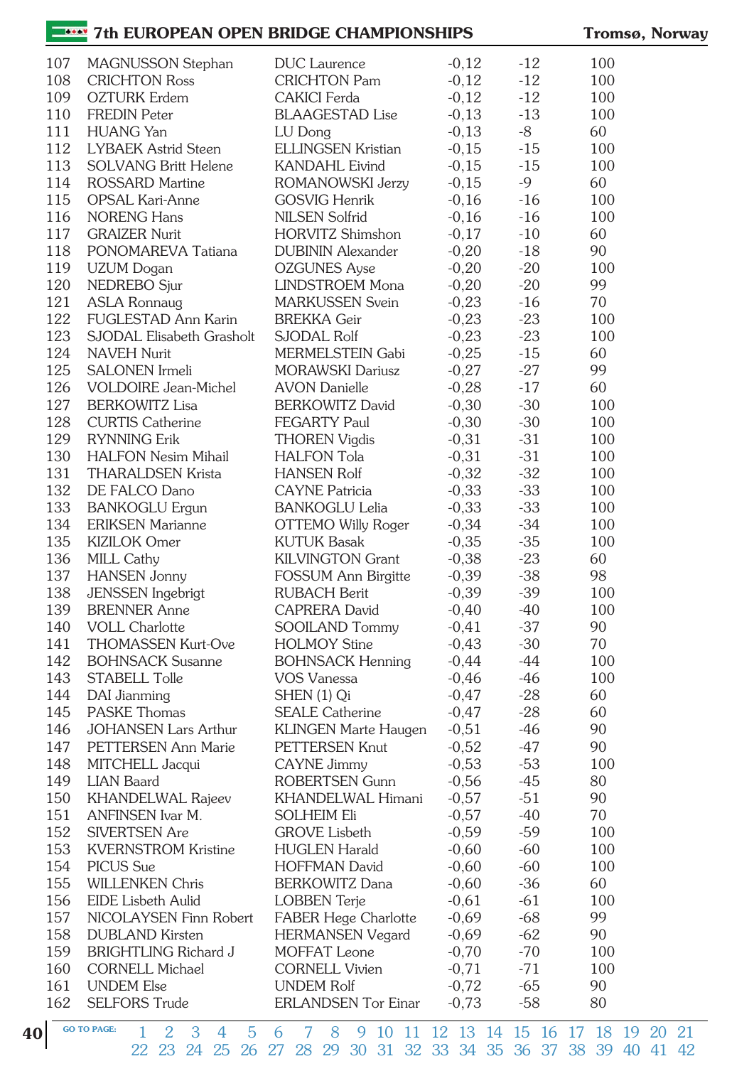| | | | | | |
|---|---|---|---|---|---|
| 107 | MAGNUSSON Stephan | DUC Laurence | -0,12 | -12 | 100 |
| 108 | CRICHTON Ross | CRICHTON Pam | -0,12 | -12 | 100 |
| 109 | OZTURK Erdem | CAKICI Ferda | -0,12 | -12 | 100 |
| 110 | FREDIN Peter | BLAAGESTAD Lise | -0,13 | -13 | 100 |
| 111 | HUANG Yan | LU Dong | -0,13 | -8 | 60 |
| 112 | LYBAEK Astrid Steen | ELLINGSEN Kristian | -0,15 | -15 | 100 |
| 113 | SOLVANG Britt Helene | KANDAHL Eivind | -0,15 | -15 | 100 |
| 114 | ROSSARD Martine | ROMANOWSKI Jerzy | -0,15 | -9 | 60 |
| 115 | OPSAL Kari-Anne | GOSVIG Henrik | -0,16 | -16 | 100 |
| 116 | NORENG Hans | NILSEN Solfrid | -0,16 | -16 | 100 |
| 117 | GRAIZER Nurit | HORVITZ Shimshon | -0,17 | -10 | 60 |
| 118 | PONOMAREVA Tatiana | DUBININ Alexander | -0,20 | -18 | 90 |
| 119 | UZUM Dogan | OZGUNES Ayse | -0,20 | -20 | 100 |
| 120 | NEDREBO Sjur | LINDSTROEM Mona | -0,20 | -20 | 99 |
| 121 | ASLA Ronnaug | MARKUSSEN Svein | -0,23 | -16 | 70 |
| 122 | FUGLESTAD Ann Karin | BREKKA Geir | -0,23 | -23 | 100 |
| 123 | SJODAL Elisabeth Grasholt | SJODAL Rolf | -0,23 | -23 | 100 |
| 124 | NAVEH Nurit | MERMELSTEIN Gabi | -0,25 | -15 | 60 |
| 125 | SALONEN Irmeli | MORAWSKI Dariusz | -0,27 | -27 | 99 |
| 126 | VOLDOIRE Jean-Michel | AVON Danielle | -0,28 | -17 | 60 |
| 127 | BERKOWITZ Lisa | BERKOWITZ David | -0,30 | -30 | 100 |
| 128 | CURTIS Catherine | FEGARTY Paul | -0,30 | -30 | 100 |
| 129 | RYNNING Erik | THOREN Vigdis | -0,31 | -31 | 100 |
| 130 | HALFON Nesim Mihail | HALFON Tola | -0,31 | -31 | 100 |
| 131 | THARALDSEN Krista | HANSEN Rolf | -0,32 | -32 | 100 |
| 132 | DE FALCO Dano | CAYNE Patricia | -0,33 | -33 | 100 |
| 133 | BANKOGLU Ergun | BANKOGLU Lelia | -0,33 | -33 | 100 |
| 134 | ERIKSEN Marianne | OTTEMO Willy Roger | -0,34 | -34 | 100 |
| 135 | KIZILOK Omer | KUTUK Basak | -0,35 | -35 | 100 |
| 136 | MILL Cathy | KILVINGTON Grant | -0,38 | -23 | 60 |
| 137 | HANSEN Jonny | FOSSUM Ann Birgitte | -0,39 | -38 | 98 |
| 138 | JENSSEN Ingebrigt | RUBACH Berit | -0,39 | -39 | 100 |
| 139 | BRENNER Anne | CAPRERA David | -0,40 | -40 | 100 |
| 140 | VOLL Charlotte | SOOILAND Tommy | -0,41 | -37 | 90 |
| 141 | THOMASSEN Kurt-Ove | HOLMOY Stine | -0,43 | -30 | 70 |
| 142 | BOHNSACK Susanne | BOHNSACK Henning | -0,44 | -44 | 100 |
| 143 | STABELL Tolle | VOS Vanessa | -0,46 | -46 | 100 |
| 144 | DAI Jianming | SHEN (1) Qi | -0,47 | -28 | 60 |
| 145 | PASKE Thomas | SEALE Catherine | -0,47 | -28 | 60 |
| 146 | JOHANSEN Lars Arthur | KLINGEN Marte Haugen | -0,51 | -46 | 90 |
| 147 | PETTERSEN Ann Marie | PETTERSEN Knut | -0,52 | -47 | 90 |
| 148 | MITCHELL Jacqui | CAYNE Jimmy | -0,53 | -53 | 100 |
| 149 | LIAN Baard | ROBERTSEN Gunn | -0,56 | -45 | 80 |
| 150 | KHANDELWAL Rajeev | KHANDELWAL Himani | -0,57 | -51 | 90 |
| 151 | ANFINSEN Ivar M. | SOLHEIM Eli | -0,57 | -40 | 70 |
| 152 | SIVERTSEN Are | GROVE Lisbeth | -0,59 | -59 | 100 |
| 153 | KVERNSTROM Kristine | HUGLEN Harald | -0,60 | -60 | 100 |
| 154 | PICUS Sue | HOFFMAN David | -0,60 | -60 | 100 |
| 155 | WILLENKEN Chris | BERKOWITZ Dana | -0,60 | -36 | 60 |
| 156 | EIDE Lisbeth Aulid | LOBBEN Terje | -0,61 | -61 | 100 |
| 157 | NICOLAYSEN Finn Robert | FABER Hege Charlotte | -0,69 | -68 | 99 |
| 158 | DUBLAND Kirsten | HERMANSEN Vegard | -0,69 | -62 | 90 |
| 159 | BRIGHTLING Richard J | MOFFAT Leone | -0,70 | -70 | 100 |
| 160 | CORNELL Michael | CORNELL Vivien | -0,71 | -71 | 100 |
| 161 | UNDEM Else | UNDEM Rolf | -0,72 | -65 | 90 |
| 162 | SELFORS Trude | ERLANDSEN Tor Einar | -0,73 | -58 | 80 |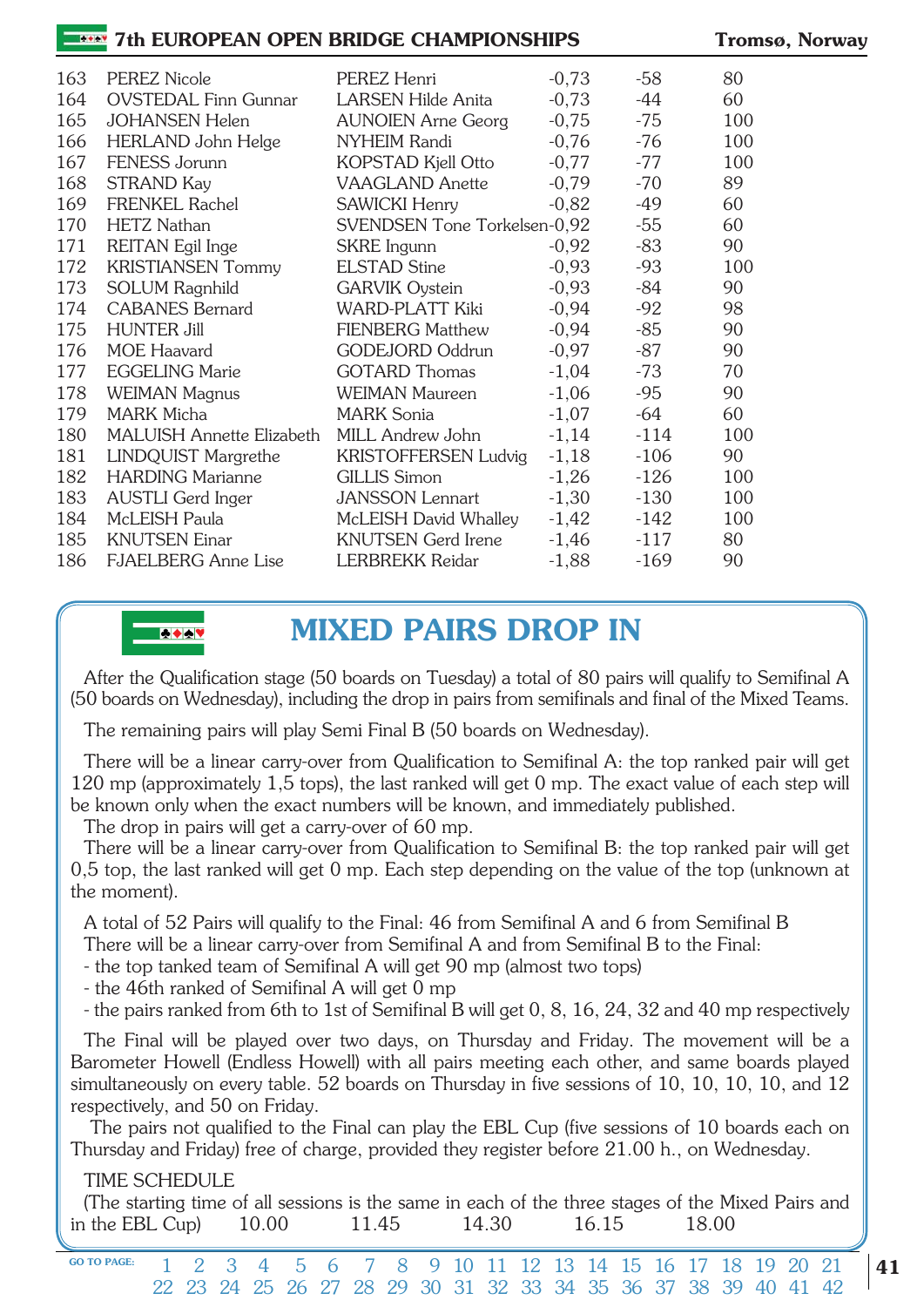| | | | | | |
|---|---|---|---|---|---|
| 163 | PEREZ Nicole | PEREZ Henri | -0,73 | -58 | 80 |
| 164 | OVSTEDAL Finn Gunnar | LARSEN Hilde Anita | -0,73 | -44 | 60 |
| 165 | JOHANSEN Helen | AUNOIEN Arne Georg | -0,75 | -75 | 100 |
| 166 | HERLAND John Helge | NYHEIM Randi | -0,76 | -76 | 100 |
| 167 | FENESS Jorunn | KOPSTAD Kjell Otto | -0,77 | -77 | 100 |
| 168 | STRAND Kay | VAAGLAND Anette | -0,79 | -70 | 89 |
| 169 | FRENKEL Rachel | SAWICKI Henry | -0,82 | -49 | 60 |
| 170 | HETZ Nathan | SVENDSEN Tone Torkelsen | -0,92 | -55 | 60 |
| 171 | REITAN Egil Inge | SKRE Ingunn | -0,92 | -83 | 90 |
| 172 | KRISTIANSEN Tommy | ELSTAD Stine | -0,93 | -93 | 100 |
| 173 | SOLUM Ragnhild | GARVIK Oystein | -0,93 | -84 | 90 |
| 174 | CABANES Bernard | WARD-PLATT Kiki | -0,94 | -92 | 98 |
| 175 | HUNTER Jill | FIENBERG Matthew | -0,94 | -85 | 90 |
| 176 | MOE Haavard | GODEJORD Oddrun | -0,97 | -87 | 90 |
| 177 | EGGELING Marie | GOTARD Thomas | -1,04 | -73 | 70 |
| 178 | WEIMAN Magnus | WEIMAN Maureen | -1,06 | -95 | 90 |
| 179 | MARK Micha | MARK Sonia | -1,07 | -64 | 60 |
| 180 | MALUISH Annette Elizabeth | MILL Andrew John | -1,14 | -114 | 100 |
| 181 | LINDQUIST Margrethe | KRISTOFFERSEN Ludvig | -1,18 | -106 | 90 |
| 182 | HARDING Marianne | GILLIS Simon | -1,26 | -126 | 100 |
| 183 | AUSTLI Gerd Inger | JANSSON Lennart | -1,30 | -130 | 100 |
| 184 | McLEISH Paula | McLEISH David Whalley | -1,42 | -142 | 100 |
| 185 | KNUTSEN Einar | KNUTSEN Gerd Irene | -1,46 | -117 | 80 |
| 186 | FJAELBERG Anne Lise | LERBREKK Reidar | -1,88 | -169 | 90 |

## MIXED PAIRS DROP IN

After the Qualification stage (50 boards on Tuesday) a total of 80 pairs will qualify to Semifinal A (50 boards on Wednesday), including the drop in pairs from semifinals and final of the Mixed Teams.

The remaining pairs will play Semi Final B (50 boards on Wednesday).

There will be a linear carry-over from Qualification to Semifinal A: the top ranked pair will get 120 mp (approximately 1,5 tops), the last ranked will get 0 mp. The exact value of each step will be known only when the exact numbers will be known, and immediately published.

The drop in pairs will get a carry-over of 60 mp.

There will be a linear carry-over from Qualification to Semifinal B: the top ranked pair will get 0,5 top, the last ranked will get 0 mp. Each step depending on the value of the top (unknown at the moment).

A total of 52 Pairs will qualify to the Final: 46 from Semifinal A and 6 from Semifinal B

There will be a linear carry-over from Semifinal A and from Semifinal B to the Final:

- the top tanked team of Semifinal A will get 90 mp (almost two tops)
- the 46th ranked of Semifinal A will get 0 mp
- the pairs ranked from 6th to 1st of Semifinal B will get 0, 8, 16, 24, 32 and 40 mp respectively

The Final will be played over two days, on Thursday and Friday. The movement will be a Barometer Howell (Endless Howell) with all pairs meeting each other, and same boards played simultaneously on every table. 52 boards on Thursday in five sessions of 10, 10, 10, 10, and 12 respectively, and 50 on Friday.

The pairs not qualified to the Final can play the EBL Cup (five sessions of 10 boards each on Thursday and Friday) free of charge, provided they register before 21.00 h., on Wednesday.

TIME SCHEDULE

(The starting time of all sessions is the same in each of the three stages of the Mixed Pairs and in the EBL Cup) 10.00 11.45 14.30 16.15 18.00